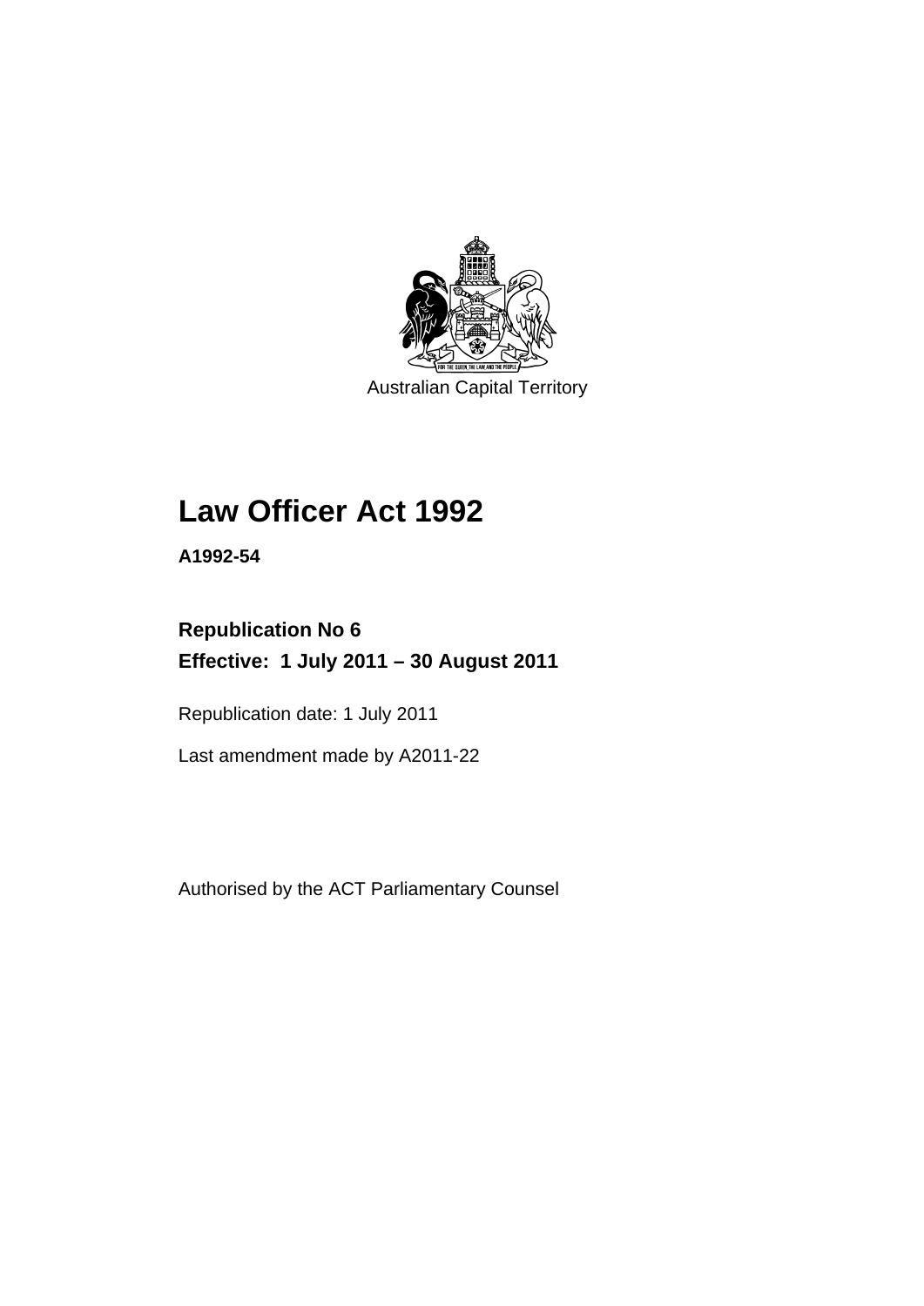Australian Capital Territory

# Law Officer Act 1992

**A1992-54**

**Republication No 6**
**Effective: 1 July 2011 – 30 August 2011**

Republication date: 1 July 2011

Last amendment made by A2011-22

Authorised by the ACT Parliamentary Counsel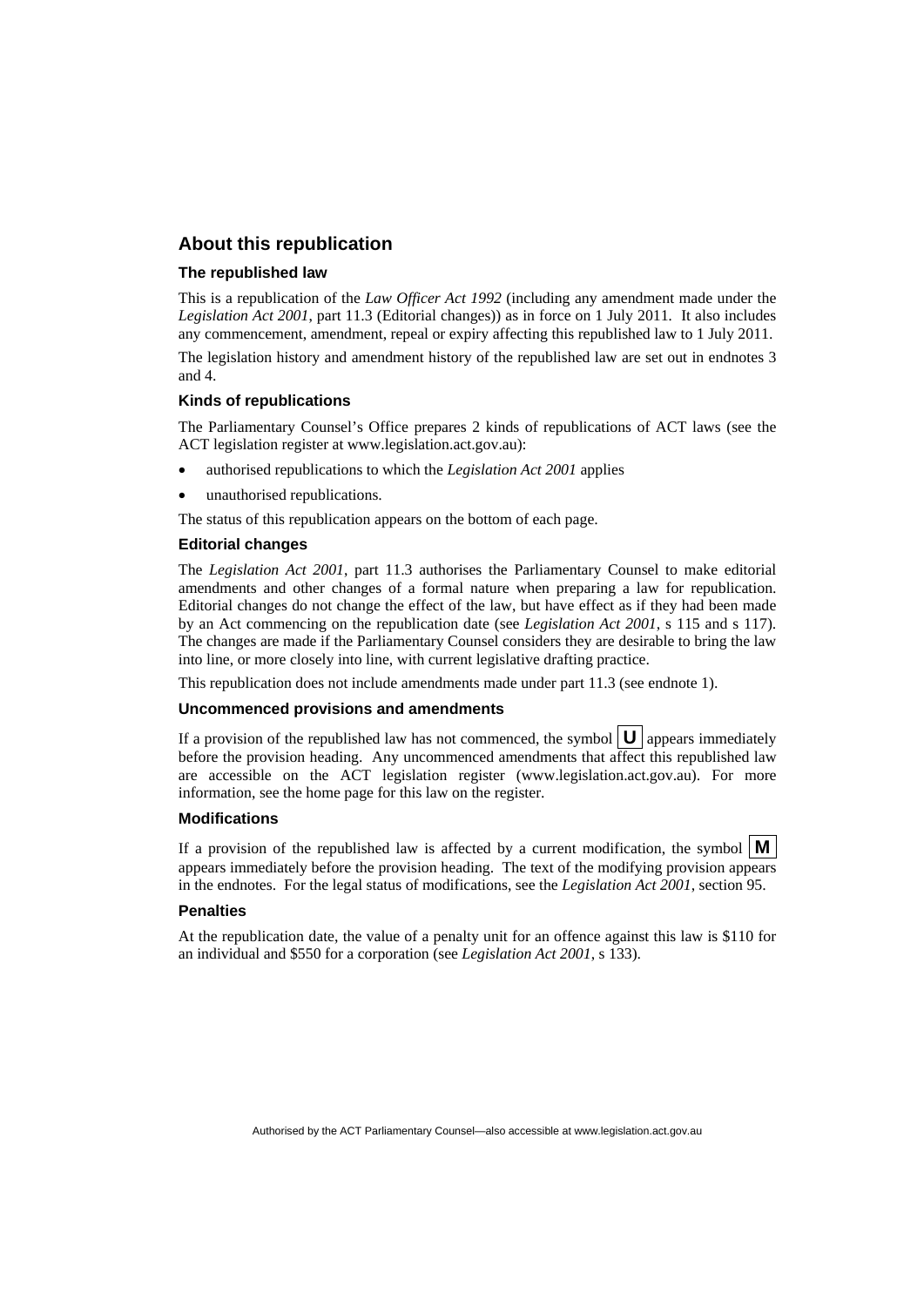## About this republication

### The republished law

This is a republication of the *Law Officer Act 1992* (including any amendment made under the *Legislation Act 2001*, part 11.3 (Editorial changes)) as in force on 1 July 2011. It also includes any commencement, amendment, repeal or expiry affecting this republished law to 1 July 2011.

The legislation history and amendment history of the republished law are set out in endnotes 3 and 4.

### Kinds of republications

The Parliamentary Counsel's Office prepares 2 kinds of republications of ACT laws (see the ACT legislation register at www.legislation.act.gov.au):

- authorised republications to which the *Legislation Act 2001* applies
- unauthorised republications.

The status of this republication appears on the bottom of each page.

### Editorial changes

The *Legislation Act 2001*, part 11.3 authorises the Parliamentary Counsel to make editorial amendments and other changes of a formal nature when preparing a law for republication. Editorial changes do not change the effect of the law, but have effect as if they had been made by an Act commencing on the republication date (see *Legislation Act 2001*, s 115 and s 117). The changes are made if the Parliamentary Counsel considers they are desirable to bring the law into line, or more closely into line, with current legislative drafting practice.

This republication does not include amendments made under part 11.3 (see endnote 1).

### Uncommenced provisions and amendments

If a provision of the republished law has not commenced, the symbol **U** appears immediately before the provision heading. Any uncommenced amendments that affect this republished law are accessible on the ACT legislation register (www.legislation.act.gov.au). For more information, see the home page for this law on the register.

### Modifications

If a provision of the republished law is affected by a current modification, the symbol **M** appears immediately before the provision heading. The text of the modifying provision appears in the endnotes. For the legal status of modifications, see the *Legislation Act 2001*, section 95.

### Penalties

At the republication date, the value of a penalty unit for an offence against this law is $110 for an individual and $550 for a corporation (see *Legislation Act 2001*, s 133).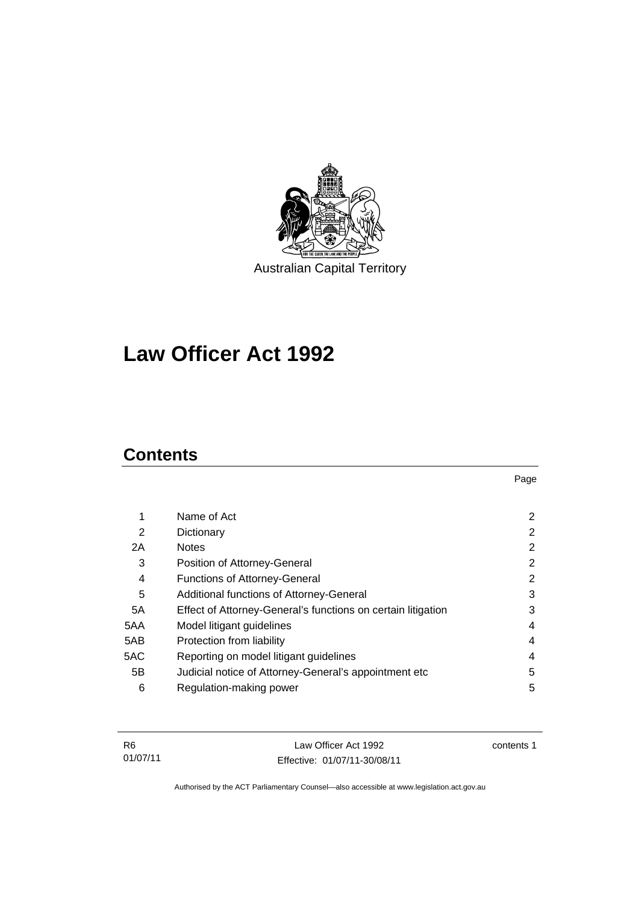Australian Capital Territory

# Law Officer Act 1992

## Contents

| | | Page |
|---|---|---|
| 1 | Name of Act | 2 |
| 2 | Dictionary | 2 |
| 2A | Notes | 2 |
| 3 | Position of Attorney-General | 2 |
| 4 | Functions of Attorney-General | 2 |
| 5 | Additional functions of Attorney-General | 3 |
| 5A | Effect of Attorney-General's functions on certain litigation | 3 |
| 5AA | Model litigant guidelines | 4 |
| 5AB | Protection from liability | 4 |
| 5AC | Reporting on model litigant guidelines | 4 |
| 5B | Judicial notice of Attorney-General's appointment etc | 5 |
| 6 | Regulation-making power | 5 |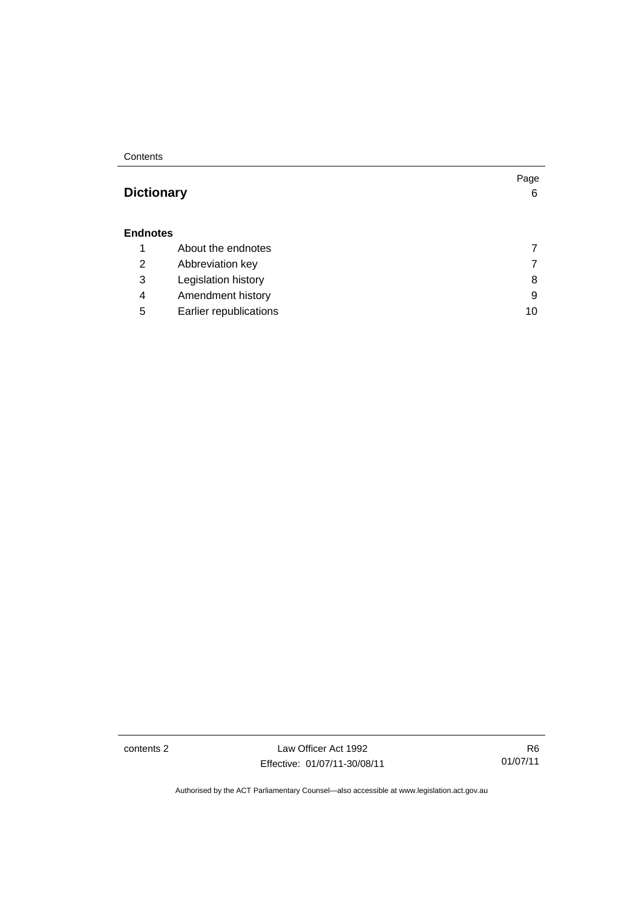| | | Page |
|---|---|---|
| **Dictionary** | | 6 |
| **Endnotes** | | |
| 1 | About the endnotes | 7 |
| 2 | Abbreviation key | 7 |
| 3 | Legislation history | 8 |
| 4 | Amendment history | 9 |
| 5 | Earlier republications | 10 |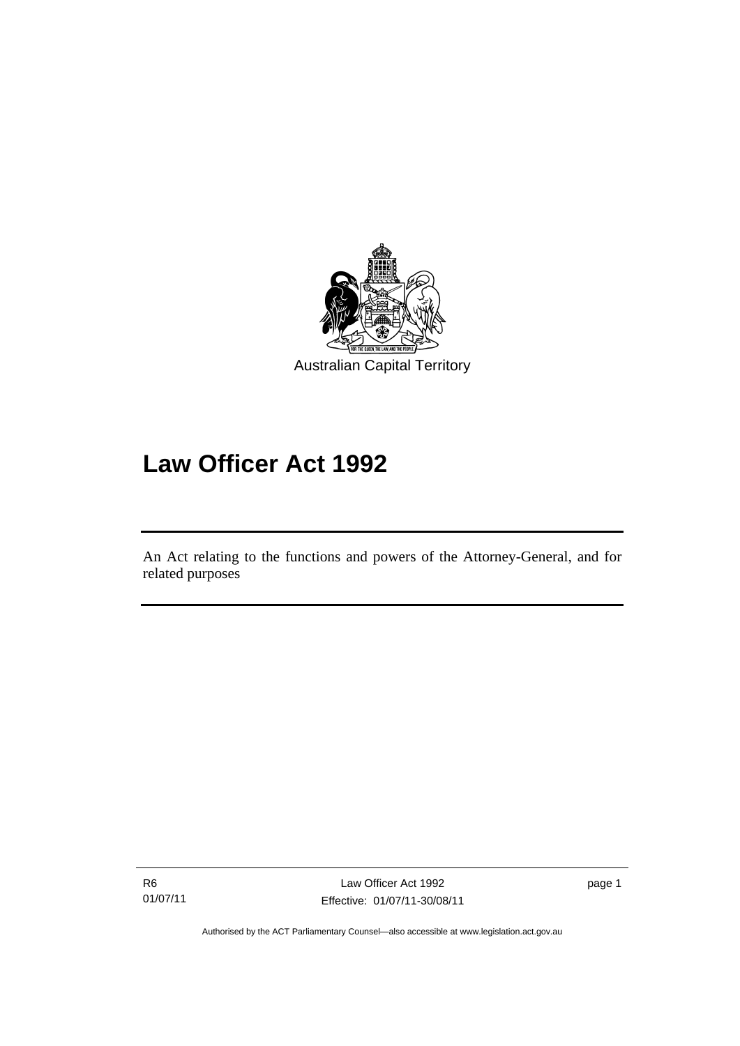Australian Capital Territory

# Law Officer Act 1992

An Act relating to the functions and powers of the Attorney-General, and for related purposes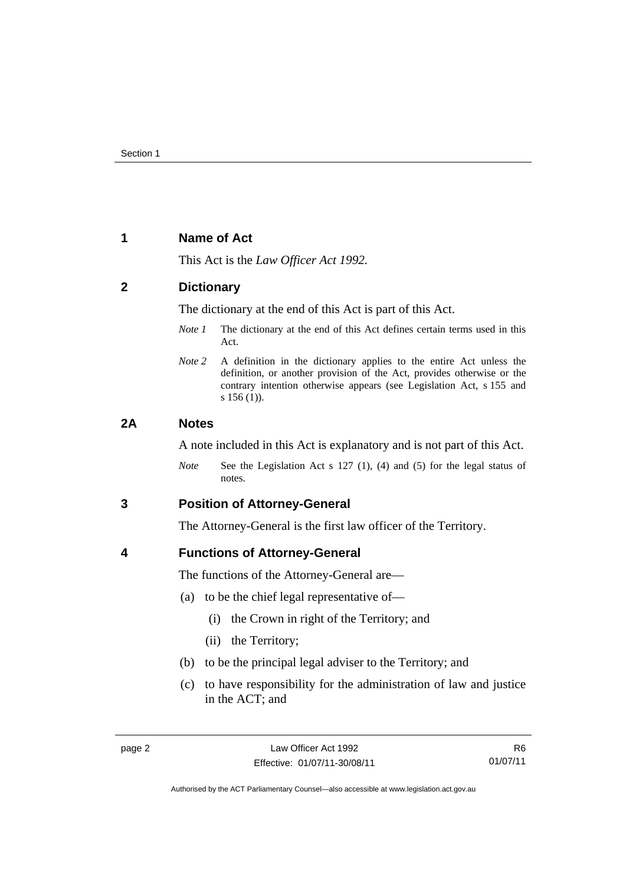## 1 Name of Act

This Act is the *Law Officer Act 1992.*

## 2 Dictionary

The dictionary at the end of this Act is part of this Act.

*Note 1* The dictionary at the end of this Act defines certain terms used in this Act.

*Note 2* A definition in the dictionary applies to the entire Act unless the definition, or another provision of the Act, provides otherwise or the contrary intention otherwise appears (see Legislation Act, s 155 and s 156 (1)).

## 2A Notes

A note included in this Act is explanatory and is not part of this Act.

*Note* See the Legislation Act s 127 (1), (4) and (5) for the legal status of notes.

## 3 Position of Attorney-General

The Attorney-General is the first law officer of the Territory.

## 4 Functions of Attorney-General

The functions of the Attorney-General are—

(a) to be the chief legal representative of—

  (i) the Crown in right of the Territory; and

  (ii) the Territory;

(b) to be the principal legal adviser to the Territory; and

(c) to have responsibility for the administration of law and justice in the ACT; and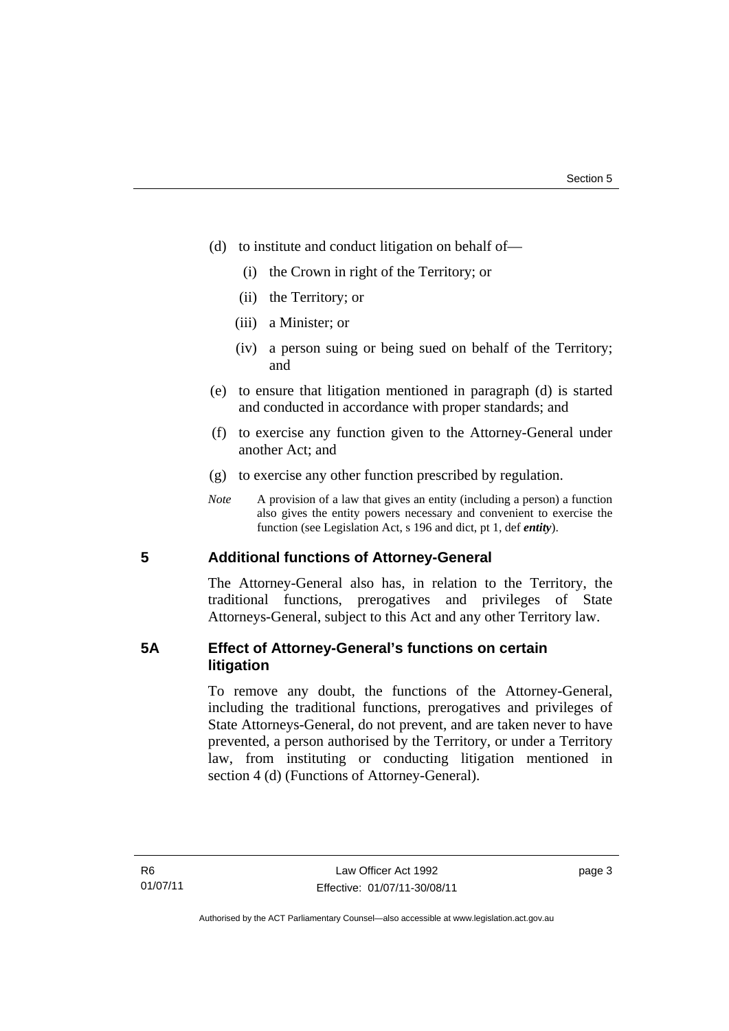(d) to institute and conduct litigation on behalf of—

   (i) the Crown in right of the Territory; or

   (ii) the Territory; or

   (iii) a Minister; or

   (iv) a person suing or being sued on behalf of the Territory; and

(e) to ensure that litigation mentioned in paragraph (d) is started and conducted in accordance with proper standards; and

(f) to exercise any function given to the Attorney-General under another Act; and

(g) to exercise any other function prescribed by regulation.

*Note* A provision of a law that gives an entity (including a person) a function also gives the entity powers necessary and convenient to exercise the function (see Legislation Act, s 196 and dict, pt 1, def ***entity***).

## 5 Additional functions of Attorney-General

The Attorney-General also has, in relation to the Territory, the traditional functions, prerogatives and privileges of State Attorneys-General, subject to this Act and any other Territory law.

## 5A Effect of Attorney-General's functions on certain litigation

To remove any doubt, the functions of the Attorney-General, including the traditional functions, prerogatives and privileges of State Attorneys-General, do not prevent, and are taken never to have prevented, a person authorised by the Territory, or under a Territory law, from instituting or conducting litigation mentioned in section 4 (d) (Functions of Attorney-General).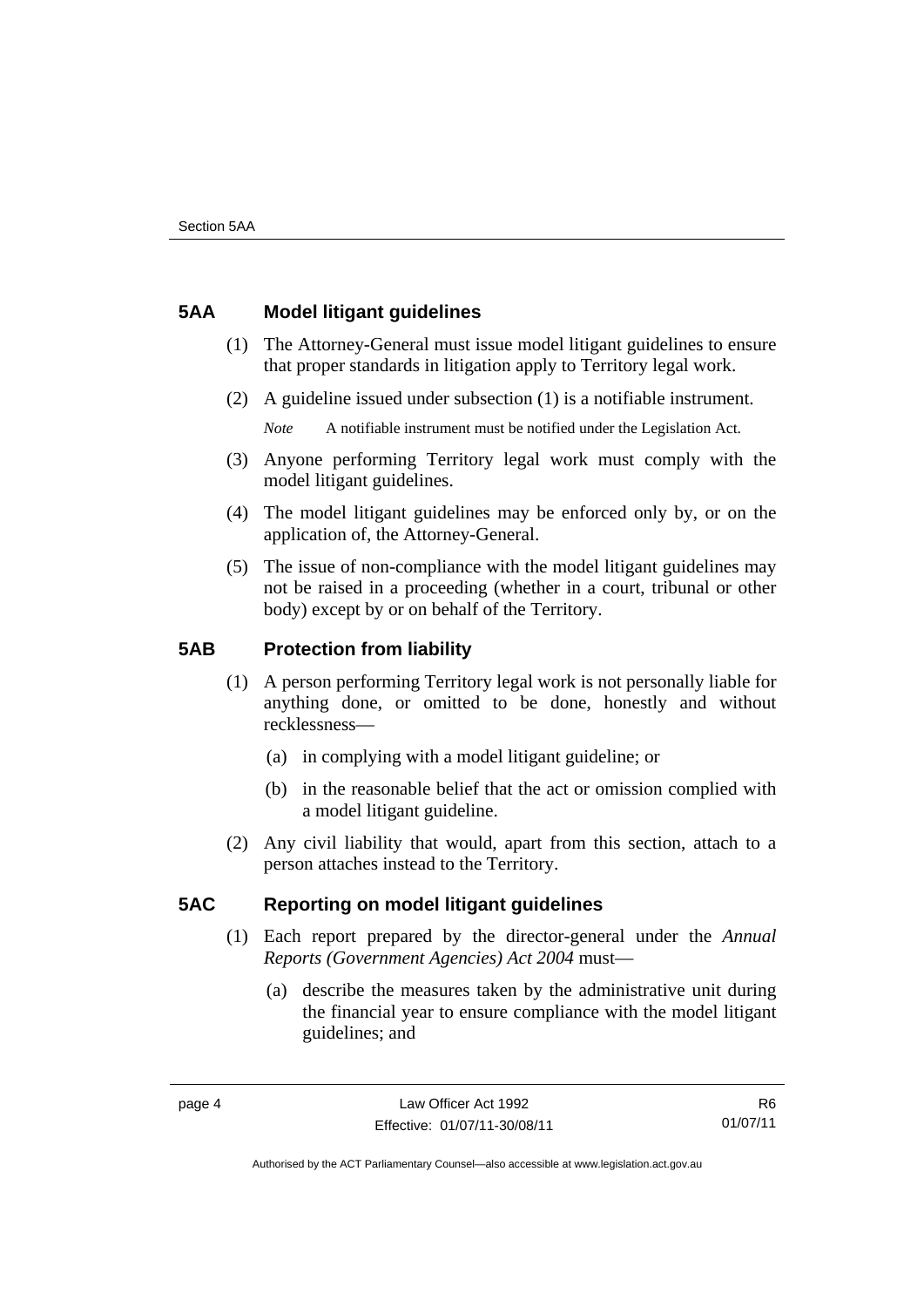## 5AA Model litigant guidelines

(1) The Attorney-General must issue model litigant guidelines to ensure that proper standards in litigation apply to Territory legal work.

(2) A guideline issued under subsection (1) is a notifiable instrument.

*Note* A notifiable instrument must be notified under the Legislation Act.

(3) Anyone performing Territory legal work must comply with the model litigant guidelines.

(4) The model litigant guidelines may be enforced only by, or on the application of, the Attorney-General.

(5) The issue of non-compliance with the model litigant guidelines may not be raised in a proceeding (whether in a court, tribunal or other body) except by or on behalf of the Territory.

## 5AB Protection from liability

(1) A person performing Territory legal work is not personally liable for anything done, or omitted to be done, honestly and without recklessness—

(a) in complying with a model litigant guideline; or

(b) in the reasonable belief that the act or omission complied with a model litigant guideline.

(2) Any civil liability that would, apart from this section, attach to a person attaches instead to the Territory.

## 5AC Reporting on model litigant guidelines

(1) Each report prepared by the director-general under the *Annual Reports (Government Agencies) Act 2004* must—

(a) describe the measures taken by the administrative unit during the financial year to ensure compliance with the model litigant guidelines; and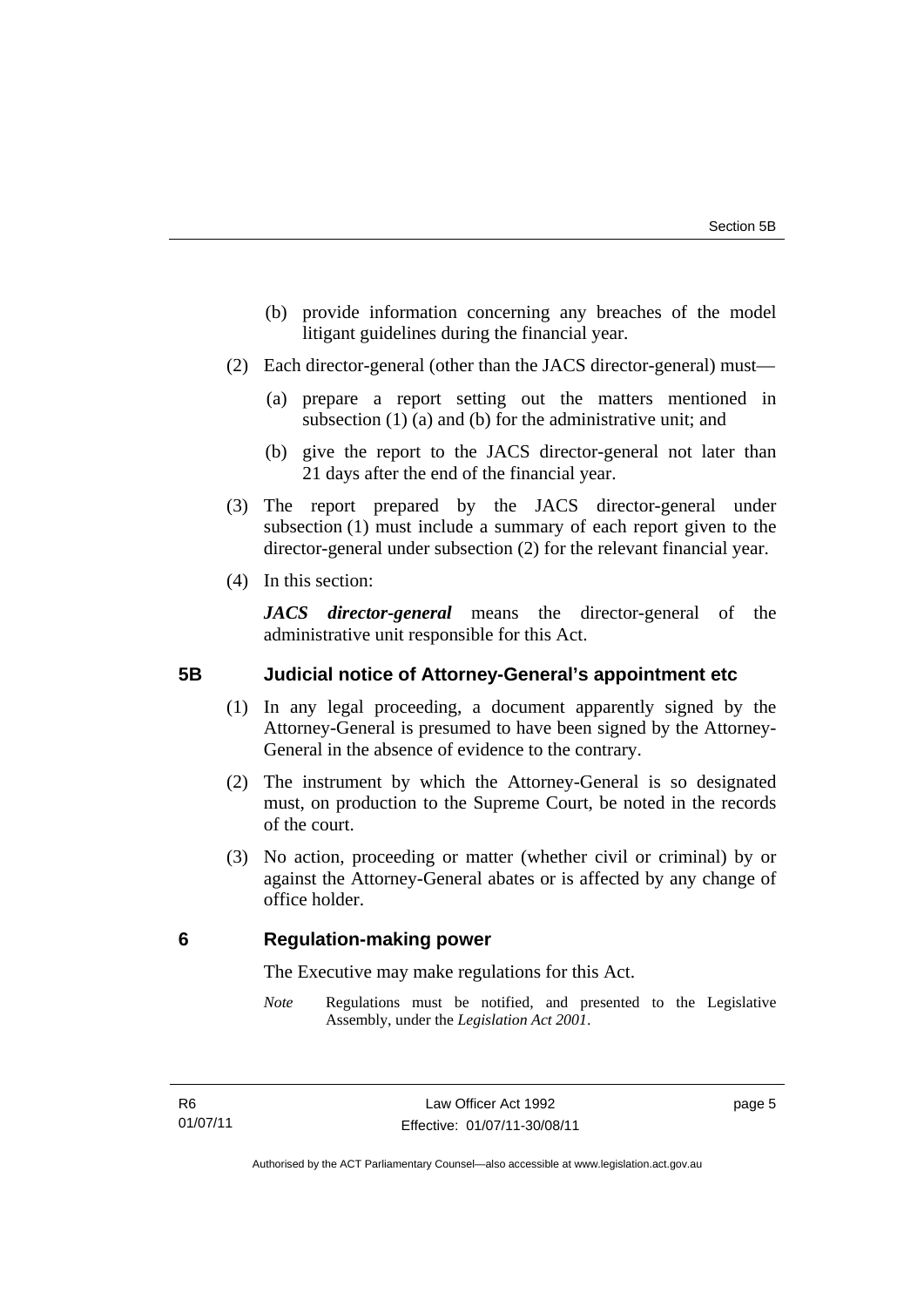(b) provide information concerning any breaches of the model litigant guidelines during the financial year.

(2) Each director-general (other than the JACS director-general) must—

(a) prepare a report setting out the matters mentioned in subsection (1) (a) and (b) for the administrative unit; and

(b) give the report to the JACS director-general not later than 21 days after the end of the financial year.

(3) The report prepared by the JACS director-general under subsection (1) must include a summary of each report given to the director-general under subsection (2) for the relevant financial year.

(4) In this section:

***JACS director-general*** means the director-general of the administrative unit responsible for this Act.

## 5B Judicial notice of Attorney-General's appointment etc

(1) In any legal proceeding, a document apparently signed by the Attorney-General is presumed to have been signed by the Attorney-General in the absence of evidence to the contrary.

(2) The instrument by which the Attorney-General is so designated must, on production to the Supreme Court, be noted in the records of the court.

(3) No action, proceeding or matter (whether civil or criminal) by or against the Attorney-General abates or is affected by any change of office holder.

## 6 Regulation-making power

The Executive may make regulations for this Act.

*Note* Regulations must be notified, and presented to the Legislative Assembly, under the *Legislation Act 2001*.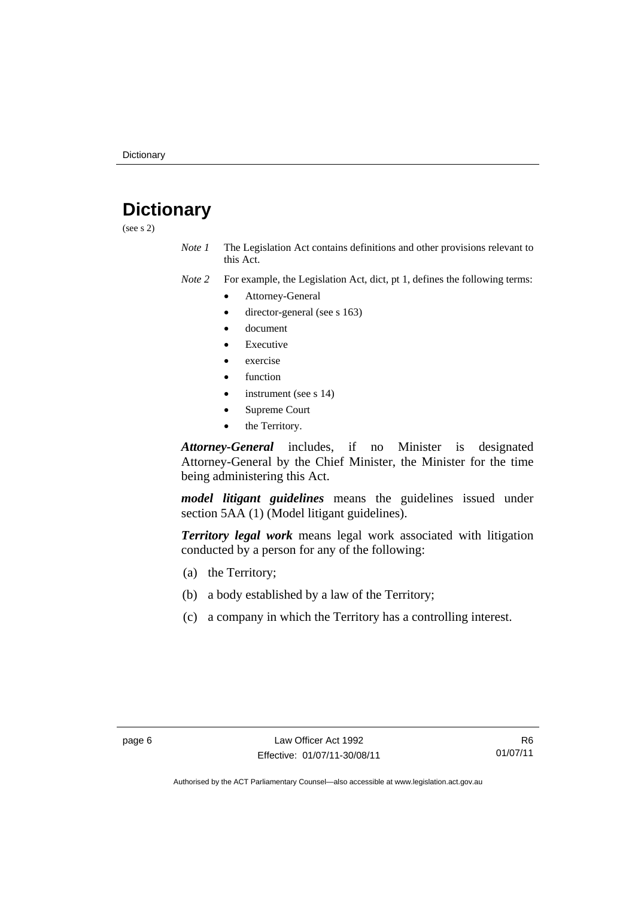# Dictionary

(see s 2)

*Note 1* The Legislation Act contains definitions and other provisions relevant to this Act.

*Note 2* For example, the Legislation Act, dict, pt 1, defines the following terms:

- Attorney-General
- director-general (see s 163)
- document
- Executive
- exercise
- function
- instrument (see s 14)
- Supreme Court
- the Territory.

***Attorney-General*** includes, if no Minister is designated Attorney-General by the Chief Minister, the Minister for the time being administering this Act.

***model litigant guidelines*** means the guidelines issued under section 5AA (1) (Model litigant guidelines).

***Territory legal work*** means legal work associated with litigation conducted by a person for any of the following:

(a) the Territory;

(b) a body established by a law of the Territory;

(c) a company in which the Territory has a controlling interest.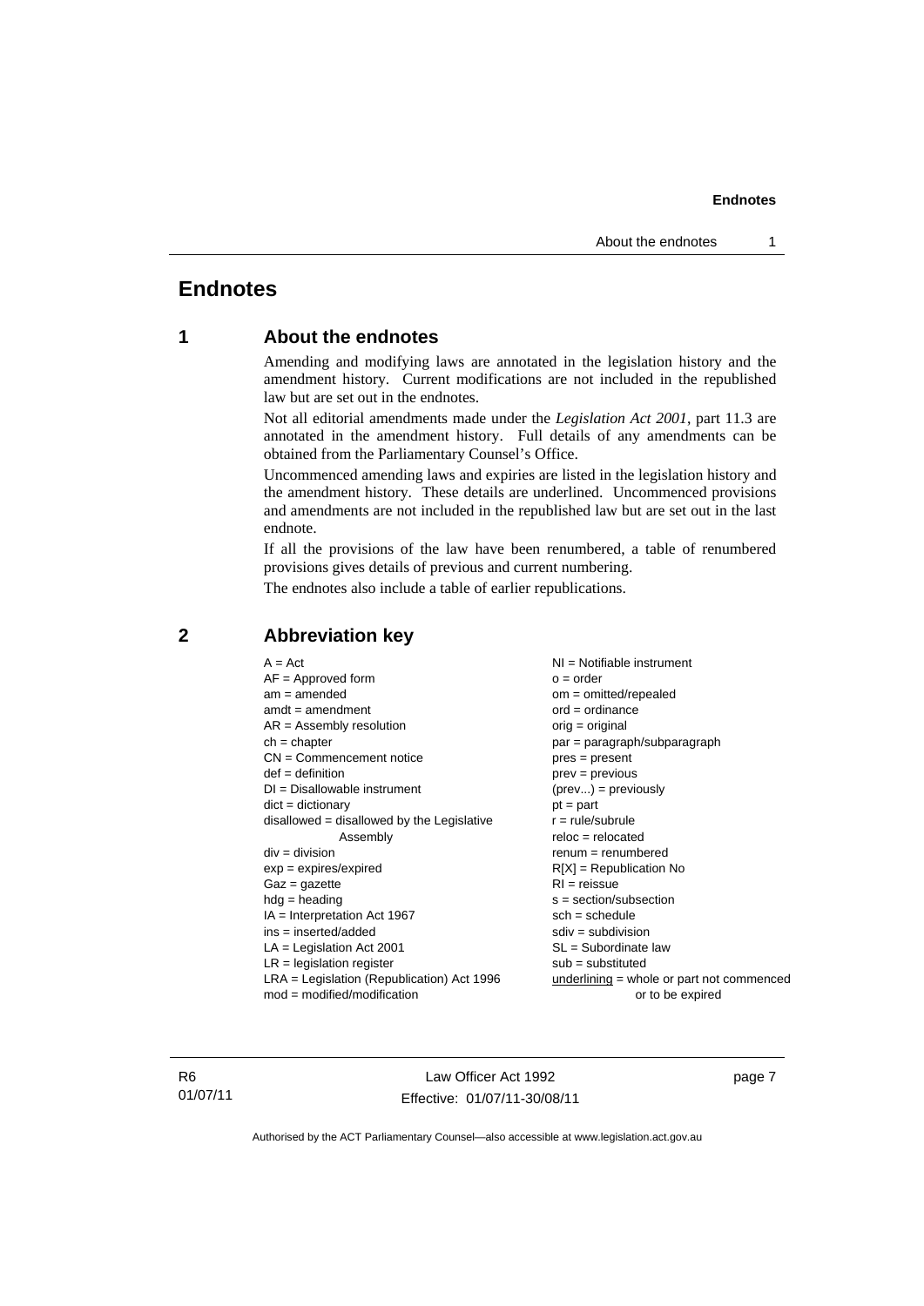# Endnotes

## 1 About the endnotes

Amending and modifying laws are annotated in the legislation history and the amendment history. Current modifications are not included in the republished law but are set out in the endnotes.

Not all editorial amendments made under the *Legislation Act 2001*, part 11.3 are annotated in the amendment history. Full details of any amendments can be obtained from the Parliamentary Counsel's Office.

Uncommenced amending laws and expiries are listed in the legislation history and the amendment history. These details are underlined. Uncommenced provisions and amendments are not included in the republished law but are set out in the last endnote.

If all the provisions of the law have been renumbered, a table of renumbered provisions gives details of previous and current numbering.

The endnotes also include a table of earlier republications.

## 2 Abbreviation key

A = Act
AF = Approved form
am = amended
amdt = amendment
AR = Assembly resolution
ch = chapter
CN = Commencement notice
def = definition
DI = Disallowable instrument
dict = dictionary
disallowed = disallowed by the Legislative Assembly
div = division
exp = expires/expired
Gaz = gazette
hdg = heading
IA = Interpretation Act 1967
ins = inserted/added
LA = Legislation Act 2001
LR = legislation register
LRA = Legislation (Republication) Act 1996
mod = modified/modification
NI = Notifiable instrument
o = order
om = omitted/repealed
ord = ordinance
orig = original
par = paragraph/subparagraph
pres = present
prev = previous
(prev...) = previously
pt = part
r = rule/subrule
reloc = relocated
renum = renumbered
R[X] = Republication No
RI = reissue
s = section/subsection
sch = schedule
sdiv = subdivision
SL = Subordinate law
sub = substituted
underlining = whole or part not commenced or to be expired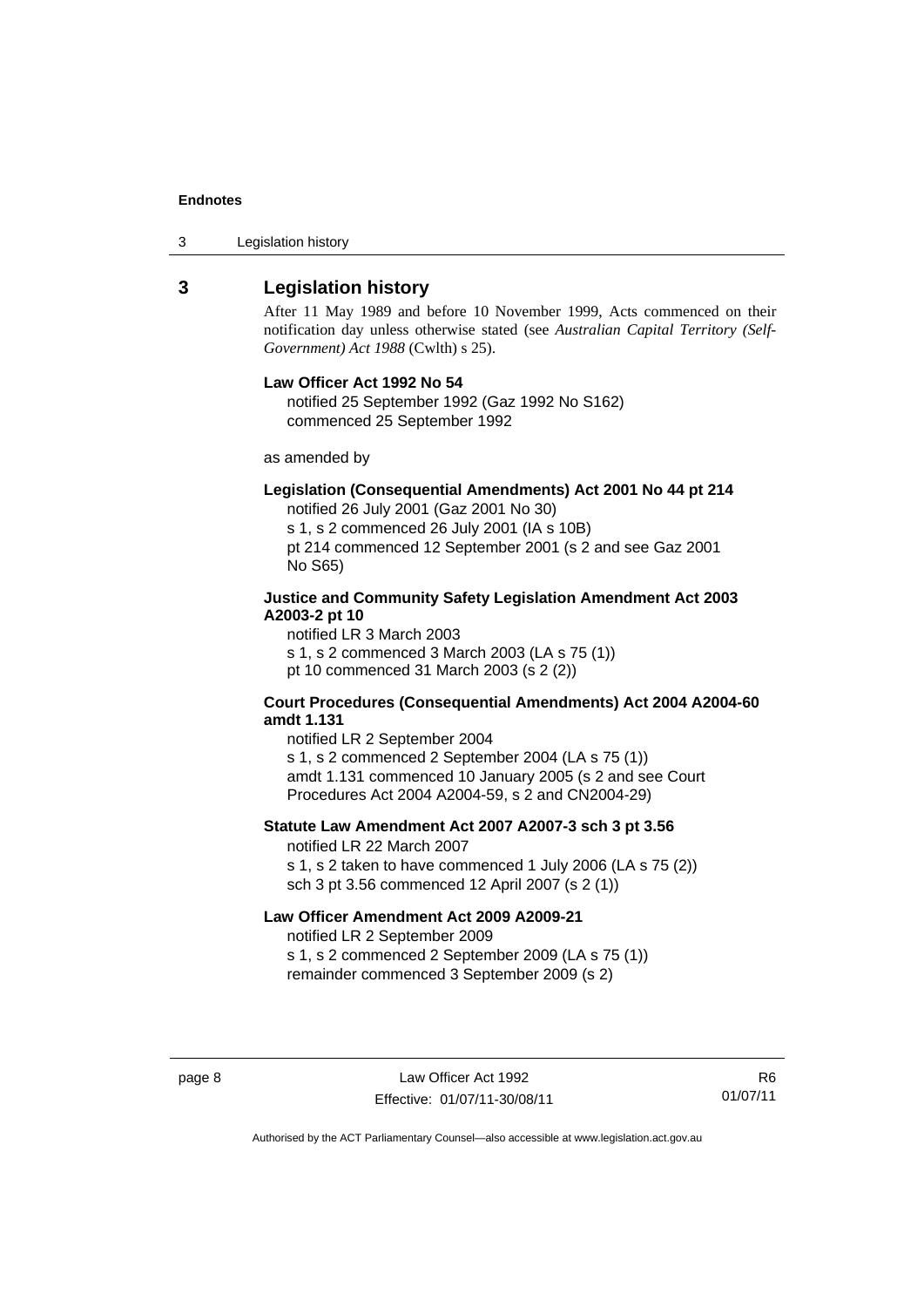## 3 Legislation history

After 11 May 1989 and before 10 November 1999, Acts commenced on their notification day unless otherwise stated (see *Australian Capital Territory (Self-Government) Act 1988* (Cwlth) s 25).

**Law Officer Act 1992 No 54**

notified 25 September 1992 (Gaz 1992 No S162)
commenced 25 September 1992

as amended by

**Legislation (Consequential Amendments) Act 2001 No 44 pt 214**

notified 26 July 2001 (Gaz 2001 No 30)
s 1, s 2 commenced 26 July 2001 (IA s 10B)
pt 214 commenced 12 September 2001 (s 2 and see Gaz 2001 No S65)

**Justice and Community Safety Legislation Amendment Act 2003 A2003-2 pt 10**

notified LR 3 March 2003
s 1, s 2 commenced 3 March 2003 (LA s 75 (1))
pt 10 commenced 31 March 2003 (s 2 (2))

**Court Procedures (Consequential Amendments) Act 2004 A2004-60 amdt 1.131**

notified LR 2 September 2004
s 1, s 2 commenced 2 September 2004 (LA s 75 (1))
amdt 1.131 commenced 10 January 2005 (s 2 and see Court Procedures Act 2004 A2004-59, s 2 and CN2004-29)

**Statute Law Amendment Act 2007 A2007-3 sch 3 pt 3.56**

notified LR 22 March 2007
s 1, s 2 taken to have commenced 1 July 2006 (LA s 75 (2))
sch 3 pt 3.56 commenced 12 April 2007 (s 2 (1))

**Law Officer Amendment Act 2009 A2009-21**

notified LR 2 September 2009
s 1, s 2 commenced 2 September 2009 (LA s 75 (1))
remainder commenced 3 September 2009 (s 2)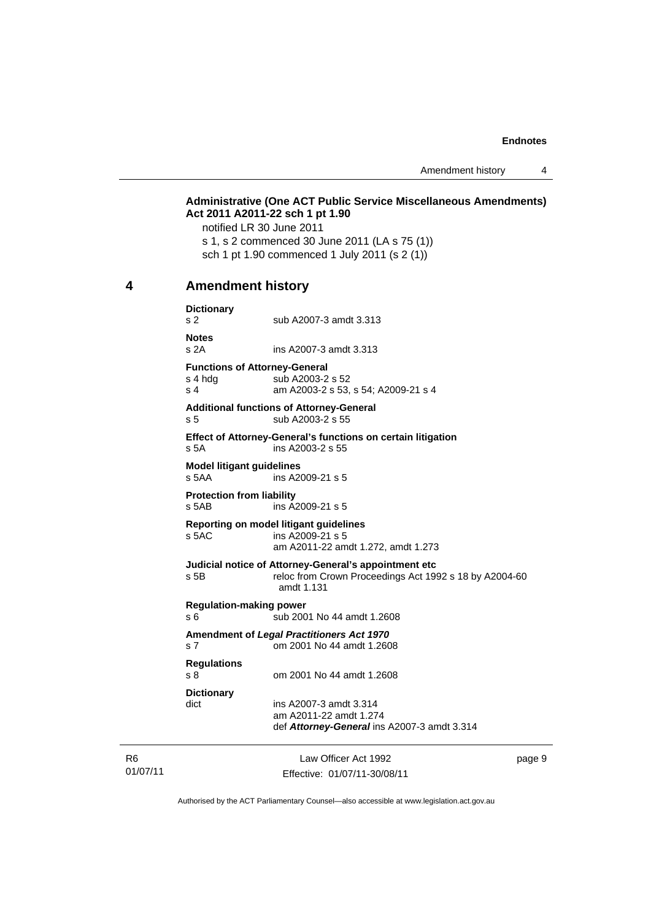**Administrative (One ACT Public Service Miscellaneous Amendments) Act 2011 A2011-22 sch 1 pt 1.90**

notified LR 30 June 2011
s 1, s 2 commenced 30 June 2011 (LA s 75 (1))
sch 1 pt 1.90 commenced 1 July 2011 (s 2 (1))

## 4 Amendment history

**Dictionary**
s 2 sub A2007-3 amdt 3.313

**Notes**
s 2A ins A2007-3 amdt 3.313

**Functions of Attorney-General**
s 4 hdg sub A2003-2 s 52
s 4 am A2003-2 s 53, s 54; A2009-21 s 4

**Additional functions of Attorney-General**
s 5 sub A2003-2 s 55

**Effect of Attorney-General's functions on certain litigation**
s 5A ins A2003-2 s 55

**Model litigant guidelines**
s 5AA ins A2009-21 s 5

**Protection from liability**
s 5AB ins A2009-21 s 5

**Reporting on model litigant guidelines**
s 5AC ins A2009-21 s 5
am A2011-22 amdt 1.272, amdt 1.273

**Judicial notice of Attorney-General's appointment etc**
s 5B reloc from Crown Proceedings Act 1992 s 18 by A2004-60 amdt 1.131

**Regulation-making power**
s 6 sub 2001 No 44 amdt 1.2608

**Amendment of *Legal Practitioners Act 1970***
s 7 om 2001 No 44 amdt 1.2608

**Regulations**
s 8 om 2001 No 44 amdt 1.2608

**Dictionary**
dict ins A2007-3 amdt 3.314
am A2011-22 amdt 1.274
def ***Attorney-General*** ins A2007-3 amdt 3.314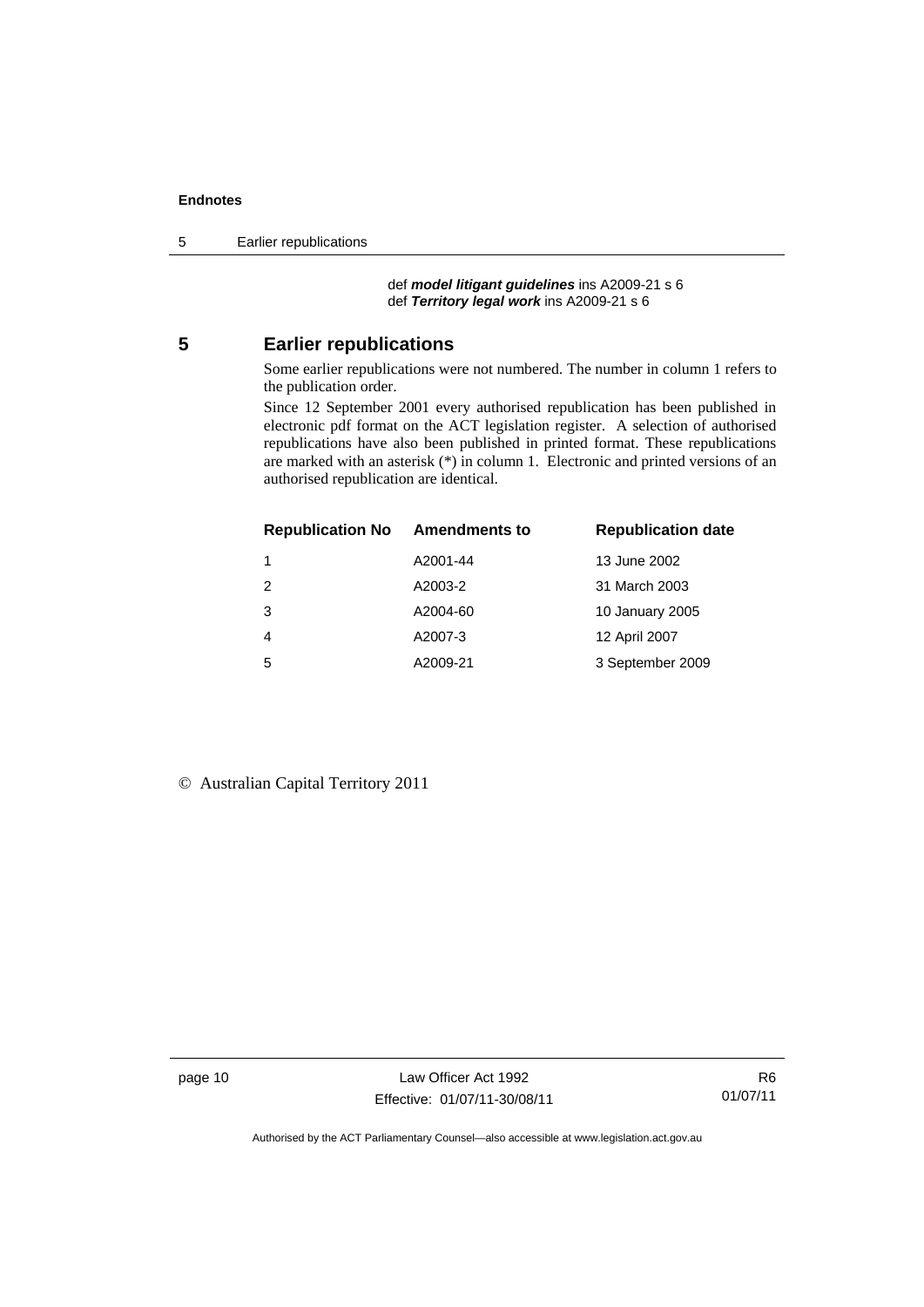def ***model litigant guidelines*** ins A2009-21 s 6
def ***Territory legal work*** ins A2009-21 s 6

## 5 Earlier republications

Some earlier republications were not numbered. The number in column 1 refers to the publication order.

Since 12 September 2001 every authorised republication has been published in electronic pdf format on the ACT legislation register. A selection of authorised republications have also been published in printed format. These republications are marked with an asterisk (*) in column 1. Electronic and printed versions of an authorised republication are identical.

| Republication No | Amendments to | Republication date |
| --- | --- | --- |
| 1 | A2001-44 | 13 June 2002 |
| 2 | A2003-2 | 31 March 2003 |
| 3 | A2004-60 | 10 January 2005 |
| 4 | A2007-3 | 12 April 2007 |
| 5 | A2009-21 | 3 September 2009 |

© Australian Capital Territory 2011